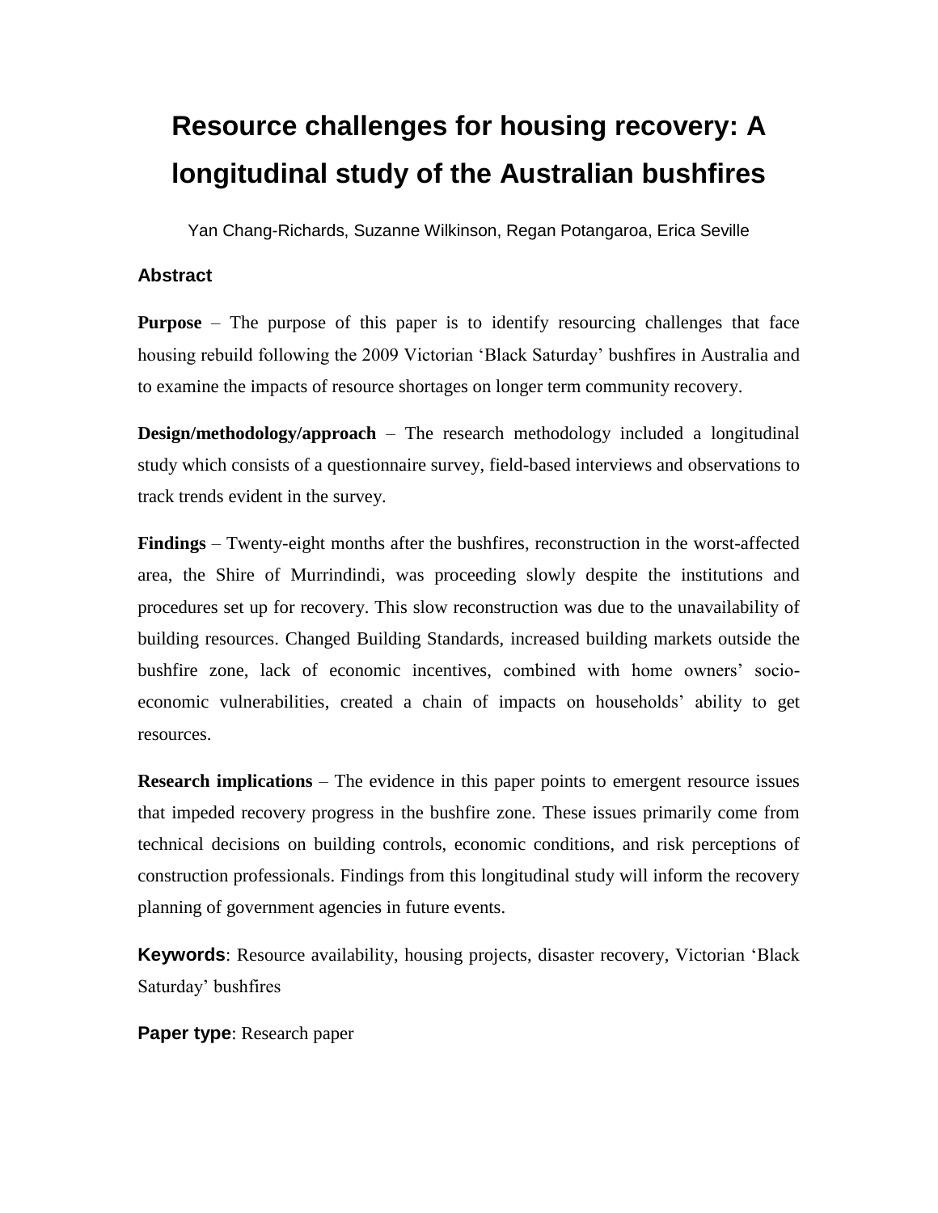# Resource challenges for housing recovery: A longitudinal study of the Australian bushfires

Yan Chang-Richards, Suzanne Wilkinson, Regan Potangaroa, Erica Seville

## Abstract

**Purpose** – The purpose of this paper is to identify resourcing challenges that face housing rebuild following the 2009 Victorian 'Black Saturday' bushfires in Australia and to examine the impacts of resource shortages on longer term community recovery.

**Design/methodology/approach** – The research methodology included a longitudinal study which consists of a questionnaire survey, field-based interviews and observations to track trends evident in the survey.

**Findings** – Twenty-eight months after the bushfires, reconstruction in the worst-affected area, the Shire of Murrindindi, was proceeding slowly despite the institutions and procedures set up for recovery. This slow reconstruction was due to the unavailability of building resources. Changed Building Standards, increased building markets outside the bushfire zone, lack of economic incentives, combined with home owners' socio-economic vulnerabilities, created a chain of impacts on households' ability to get resources.

**Research implications** – The evidence in this paper points to emergent resource issues that impeded recovery progress in the bushfire zone. These issues primarily come from technical decisions on building controls, economic conditions, and risk perceptions of construction professionals. Findings from this longitudinal study will inform the recovery planning of government agencies in future events.

**Keywords**: Resource availability, housing projects, disaster recovery, Victorian 'Black Saturday' bushfires

**Paper type**: Research paper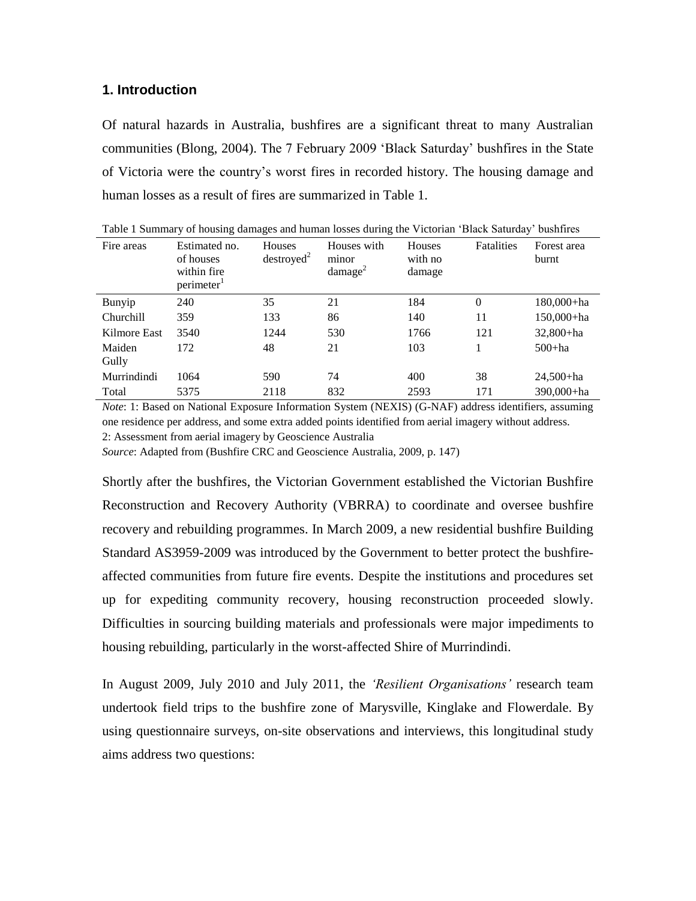## 1. Introduction

Of natural hazards in Australia, bushfires are a significant threat to many Australian communities (Blong, 2004). The 7 February 2009 'Black Saturday' bushfires in the State of Victoria were the country's worst fires in recorded history. The housing damage and human losses as a result of fires are summarized in Table 1.

Table 1 Summary of housing damages and human losses during the Victorian 'Black Saturday' bushfires

| Fire areas | Estimated no. of houses within fire perimeter[1] | Houses destroyed[2] | Houses with minor damage[2] | Houses with no damage | Fatalities | Forest area burnt |
|---|---|---|---|---|---|---|
| Bunyip | 240 | 35 | 21 | 184 | 0 | 180,000+ha |
| Churchill | 359 | 133 | 86 | 140 | 11 | 150,000+ha |
| Kilmore East | 3540 | 1244 | 530 | 1766 | 121 | 32,800+ha |
| Maiden Gully | 172 | 48 | 21 | 103 | 1 | 500+ha |
| Murrindindi | 1064 | 590 | 74 | 400 | 38 | 24,500+ha |
| Total | 5375 | 2118 | 832 | 2593 | 171 | 390,000+ha |

*Note*: 1: Based on National Exposure Information System (NEXIS) (G-NAF) address identifiers, assuming one residence per address, and some extra added points identified from aerial imagery without address.
2: Assessment from aerial imagery by Geoscience Australia
*Source*: Adapted from (Bushfire CRC and Geoscience Australia, 2009, p. 147)

Shortly after the bushfires, the Victorian Government established the Victorian Bushfire Reconstruction and Recovery Authority (VBRRA) to coordinate and oversee bushfire recovery and rebuilding programmes. In March 2009, a new residential bushfire Building Standard AS3959-2009 was introduced by the Government to better protect the bushfire-affected communities from future fire events. Despite the institutions and procedures set up for expediting community recovery, housing reconstruction proceeded slowly. Difficulties in sourcing building materials and professionals were major impediments to housing rebuilding, particularly in the worst-affected Shire of Murrindindi.

In August 2009, July 2010 and July 2011, the *'Resilient Organisations'* research team undertook field trips to the bushfire zone of Marysville, Kinglake and Flowerdale. By using questionnaire surveys, on-site observations and interviews, this longitudinal study aims address two questions: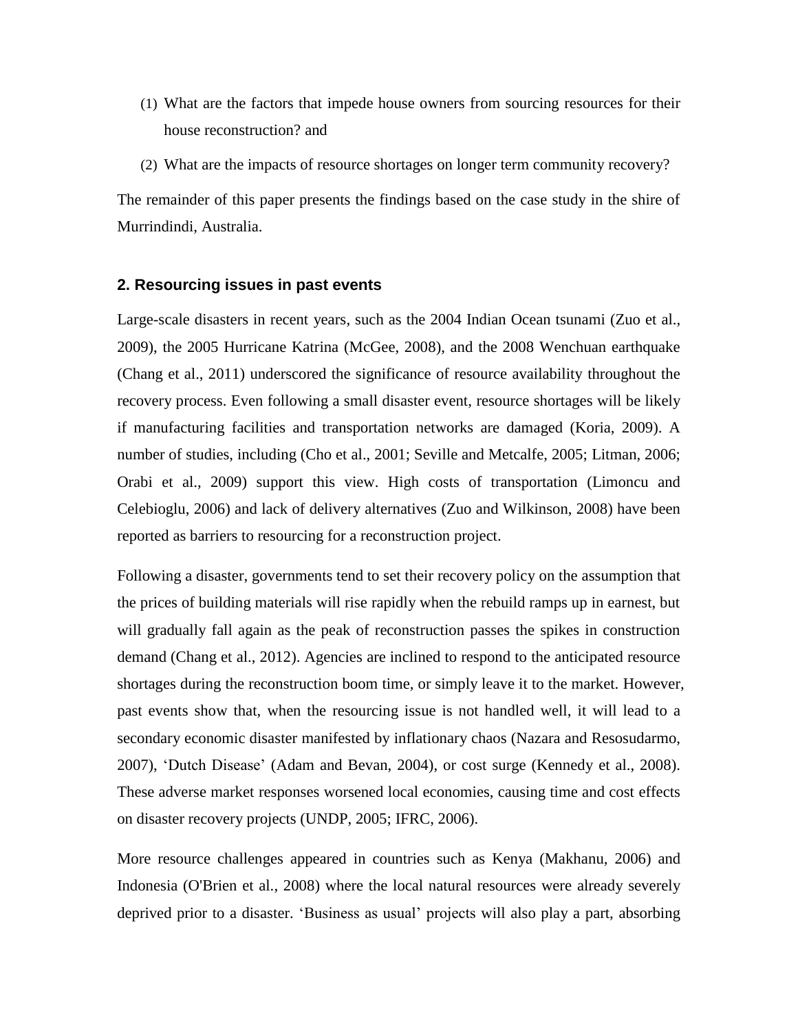(1) What are the factors that impede house owners from sourcing resources for their house reconstruction? and

(2) What are the impacts of resource shortages on longer term community recovery?

The remainder of this paper presents the findings based on the case study in the shire of Murrindindi, Australia.

## 2. Resourcing issues in past events

Large-scale disasters in recent years, such as the 2004 Indian Ocean tsunami (Zuo et al., 2009), the 2005 Hurricane Katrina (McGee, 2008), and the 2008 Wenchuan earthquake (Chang et al., 2011) underscored the significance of resource availability throughout the recovery process. Even following a small disaster event, resource shortages will be likely if manufacturing facilities and transportation networks are damaged (Koria, 2009). A number of studies, including (Cho et al., 2001; Seville and Metcalfe, 2005; Litman, 2006; Orabi et al., 2009) support this view. High costs of transportation (Limoncu and Celebioglu, 2006) and lack of delivery alternatives (Zuo and Wilkinson, 2008) have been reported as barriers to resourcing for a reconstruction project.

Following a disaster, governments tend to set their recovery policy on the assumption that the prices of building materials will rise rapidly when the rebuild ramps up in earnest, but will gradually fall again as the peak of reconstruction passes the spikes in construction demand (Chang et al., 2012). Agencies are inclined to respond to the anticipated resource shortages during the reconstruction boom time, or simply leave it to the market. However, past events show that, when the resourcing issue is not handled well, it will lead to a secondary economic disaster manifested by inflationary chaos (Nazara and Resosudarmo, 2007), 'Dutch Disease' (Adam and Bevan, 2004), or cost surge (Kennedy et al., 2008). These adverse market responses worsened local economies, causing time and cost effects on disaster recovery projects (UNDP, 2005; IFRC, 2006).

More resource challenges appeared in countries such as Kenya (Makhanu, 2006) and Indonesia (O'Brien et al., 2008) where the local natural resources were already severely deprived prior to a disaster. 'Business as usual' projects will also play a part, absorbing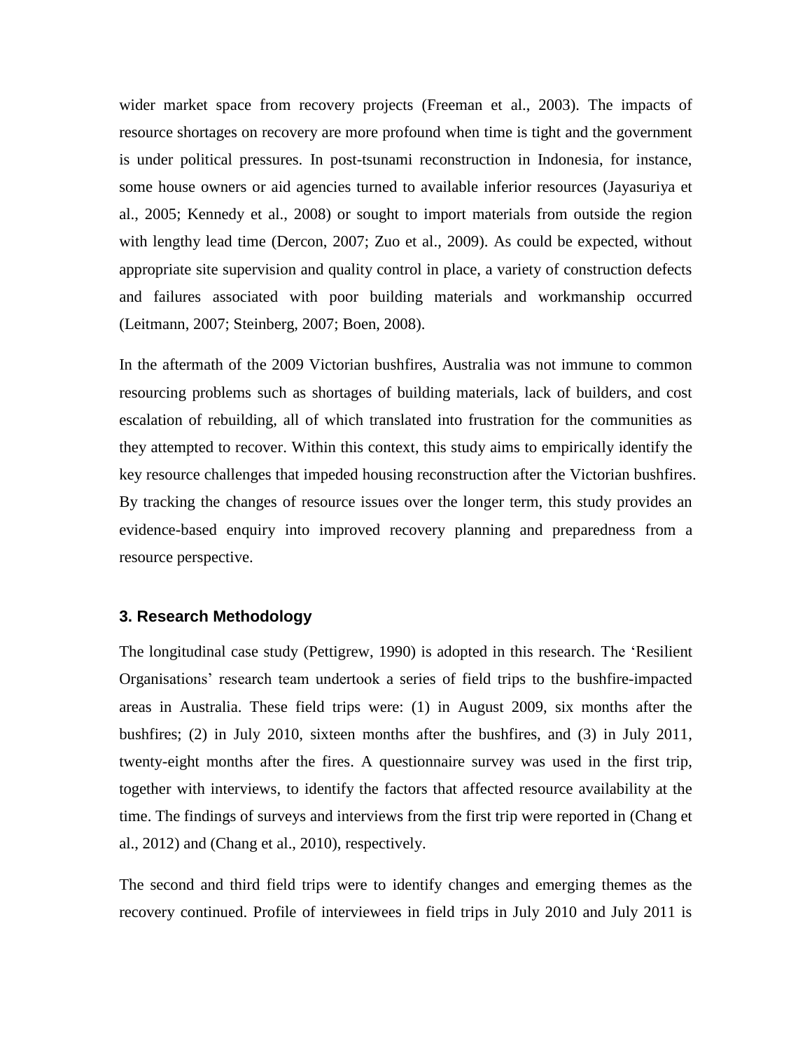wider market space from recovery projects (Freeman et al., 2003). The impacts of resource shortages on recovery are more profound when time is tight and the government is under political pressures. In post-tsunami reconstruction in Indonesia, for instance, some house owners or aid agencies turned to available inferior resources (Jayasuriya et al., 2005; Kennedy et al., 2008) or sought to import materials from outside the region with lengthy lead time (Dercon, 2007; Zuo et al., 2009). As could be expected, without appropriate site supervision and quality control in place, a variety of construction defects and failures associated with poor building materials and workmanship occurred (Leitmann, 2007; Steinberg, 2007; Boen, 2008).

In the aftermath of the 2009 Victorian bushfires, Australia was not immune to common resourcing problems such as shortages of building materials, lack of builders, and cost escalation of rebuilding, all of which translated into frustration for the communities as they attempted to recover. Within this context, this study aims to empirically identify the key resource challenges that impeded housing reconstruction after the Victorian bushfires. By tracking the changes of resource issues over the longer term, this study provides an evidence-based enquiry into improved recovery planning and preparedness from a resource perspective.

### 3. Research Methodology

The longitudinal case study (Pettigrew, 1990) is adopted in this research. The 'Resilient Organisations' research team undertook a series of field trips to the bushfire-impacted areas in Australia. These field trips were: (1) in August 2009, six months after the bushfires; (2) in July 2010, sixteen months after the bushfires, and (3) in July 2011, twenty-eight months after the fires. A questionnaire survey was used in the first trip, together with interviews, to identify the factors that affected resource availability at the time. The findings of surveys and interviews from the first trip were reported in (Chang et al., 2012) and (Chang et al., 2010), respectively.

The second and third field trips were to identify changes and emerging themes as the recovery continued. Profile of interviewees in field trips in July 2010 and July 2011 is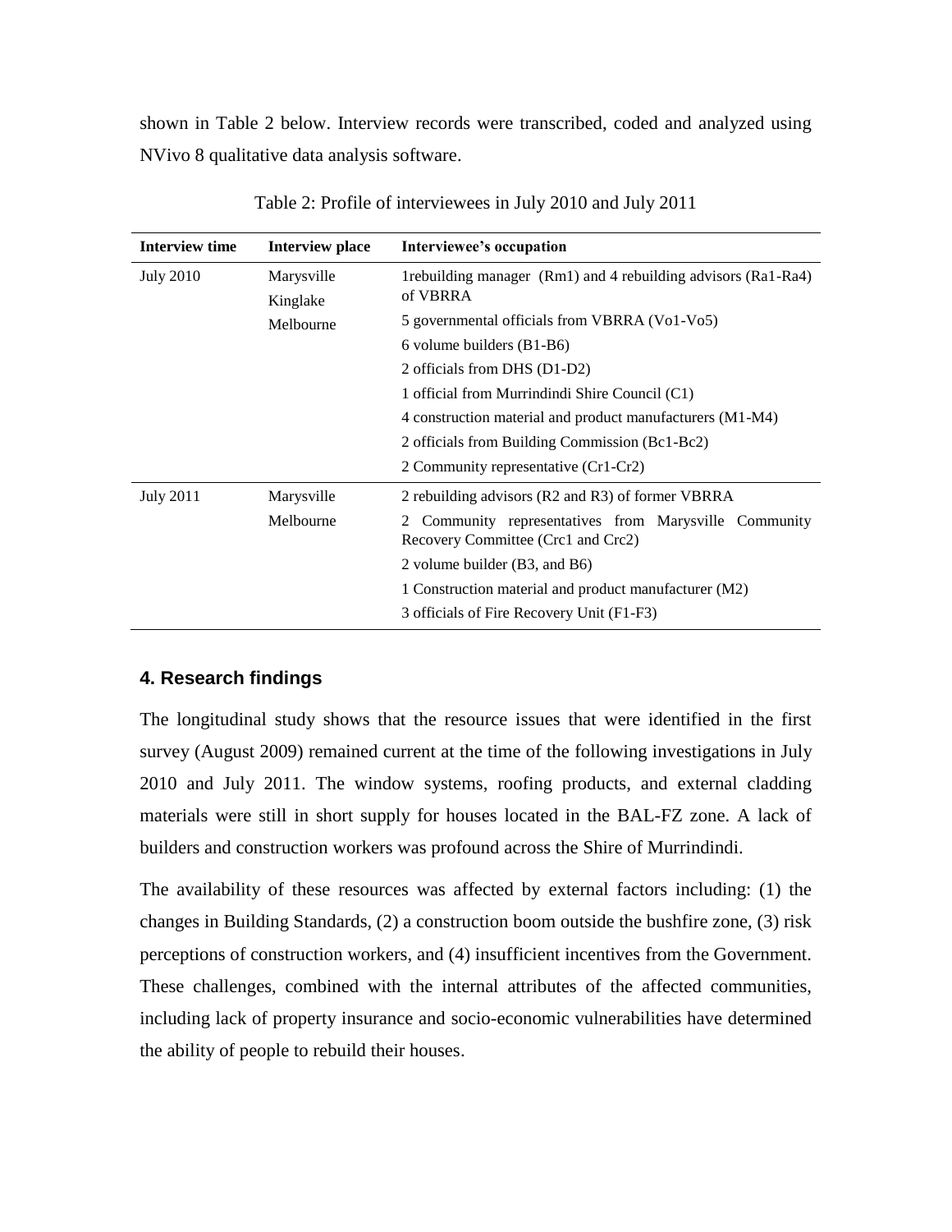shown in Table 2 below. Interview records were transcribed, coded and analyzed using NVivo 8 qualitative data analysis software.

Table 2: Profile of interviewees in July 2010 and July 2011

| Interview time | Interview place | Interviewee's occupation |
|---|---|---|
| July 2010 | Marysville<br>Kinglake<br>Melbourne | 1rebuilding manager (Rm1) and 4 rebuilding advisors (Ra1-Ra4) of VBRRA |
| | | 5 governmental officials from VBRRA (Vo1-Vo5) |
| | | 6 volume builders (B1-B6) |
| | | 2 officials from DHS (D1-D2) |
| | | 1 official from Murrindindi Shire Council (C1) |
| | | 4 construction material and product manufacturers (M1-M4) |
| | | 2 officials from Building Commission (Bc1-Bc2) |
| | | 2 Community representative (Cr1-Cr2) |
| July 2011 | Marysville<br>Melbourne | 2 rebuilding advisors (R2 and R3) of former VBRRA |
| | | 2 Community representatives from Marysville Community Recovery Committee (Crc1 and Crc2) |
| | | 2 volume builder (B3, and B6) |
| | | 1 Construction material and product manufacturer (M2) |
| | | 3 officials of Fire Recovery Unit (F1-F3) |

## 4. Research findings

The longitudinal study shows that the resource issues that were identified in the first survey (August 2009) remained current at the time of the following investigations in July 2010 and July 2011. The window systems, roofing products, and external cladding materials were still in short supply for houses located in the BAL-FZ zone. A lack of builders and construction workers was profound across the Shire of Murrindindi.

The availability of these resources was affected by external factors including: (1) the changes in Building Standards, (2) a construction boom outside the bushfire zone, (3) risk perceptions of construction workers, and (4) insufficient incentives from the Government. These challenges, combined with the internal attributes of the affected communities, including lack of property insurance and socio-economic vulnerabilities have determined the ability of people to rebuild their houses.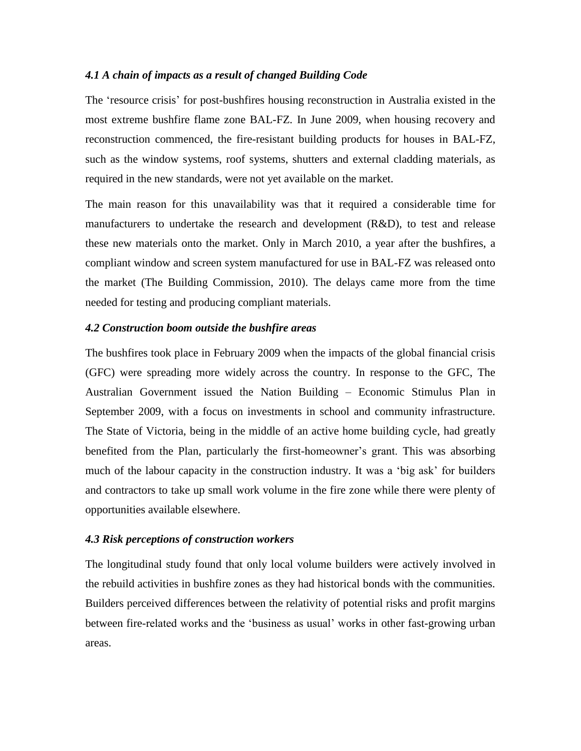### *4.1 A chain of impacts as a result of changed Building Code*

The 'resource crisis' for post-bushfires housing reconstruction in Australia existed in the most extreme bushfire flame zone BAL-FZ. In June 2009, when housing recovery and reconstruction commenced, the fire-resistant building products for houses in BAL-FZ, such as the window systems, roof systems, shutters and external cladding materials, as required in the new standards, were not yet available on the market.

The main reason for this unavailability was that it required a considerable time for manufacturers to undertake the research and development (R&D), to test and release these new materials onto the market. Only in March 2010, a year after the bushfires, a compliant window and screen system manufactured for use in BAL-FZ was released onto the market (The Building Commission, 2010). The delays came more from the time needed for testing and producing compliant materials.

### *4.2 Construction boom outside the bushfire areas*

The bushfires took place in February 2009 when the impacts of the global financial crisis (GFC) were spreading more widely across the country. In response to the GFC, The Australian Government issued the Nation Building – Economic Stimulus Plan in September 2009, with a focus on investments in school and community infrastructure. The State of Victoria, being in the middle of an active home building cycle, had greatly benefited from the Plan, particularly the first-homeowner's grant. This was absorbing much of the labour capacity in the construction industry. It was a 'big ask' for builders and contractors to take up small work volume in the fire zone while there were plenty of opportunities available elsewhere.

### *4.3 Risk perceptions of construction workers*

The longitudinal study found that only local volume builders were actively involved in the rebuild activities in bushfire zones as they had historical bonds with the communities. Builders perceived differences between the relativity of potential risks and profit margins between fire-related works and the 'business as usual' works in other fast-growing urban areas.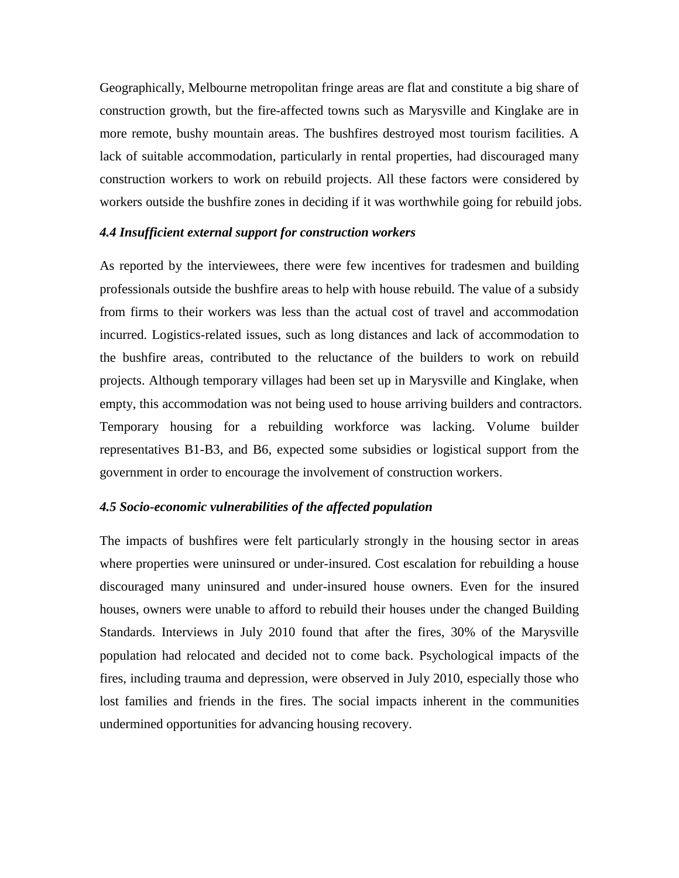Geographically, Melbourne metropolitan fringe areas are flat and constitute a big share of construction growth, but the fire-affected towns such as Marysville and Kinglake are in more remote, bushy mountain areas. The bushfires destroyed most tourism facilities. A lack of suitable accommodation, particularly in rental properties, had discouraged many construction workers to work on rebuild projects. All these factors were considered by workers outside the bushfire zones in deciding if it was worthwhile going for rebuild jobs.

### *4.4 Insufficient external support for construction workers*

As reported by the interviewees, there were few incentives for tradesmen and building professionals outside the bushfire areas to help with house rebuild. The value of a subsidy from firms to their workers was less than the actual cost of travel and accommodation incurred. Logistics-related issues, such as long distances and lack of accommodation to the bushfire areas, contributed to the reluctance of the builders to work on rebuild projects. Although temporary villages had been set up in Marysville and Kinglake, when empty, this accommodation was not being used to house arriving builders and contractors. Temporary housing for a rebuilding workforce was lacking. Volume builder representatives B1-B3, and B6, expected some subsidies or logistical support from the government in order to encourage the involvement of construction workers.

### *4.5 Socio-economic vulnerabilities of the affected population*

The impacts of bushfires were felt particularly strongly in the housing sector in areas where properties were uninsured or under-insured. Cost escalation for rebuilding a house discouraged many uninsured and under-insured house owners. Even for the insured houses, owners were unable to afford to rebuild their houses under the changed Building Standards. Interviews in July 2010 found that after the fires, 30% of the Marysville population had relocated and decided not to come back. Psychological impacts of the fires, including trauma and depression, were observed in July 2010, especially those who lost families and friends in the fires. The social impacts inherent in the communities undermined opportunities for advancing housing recovery.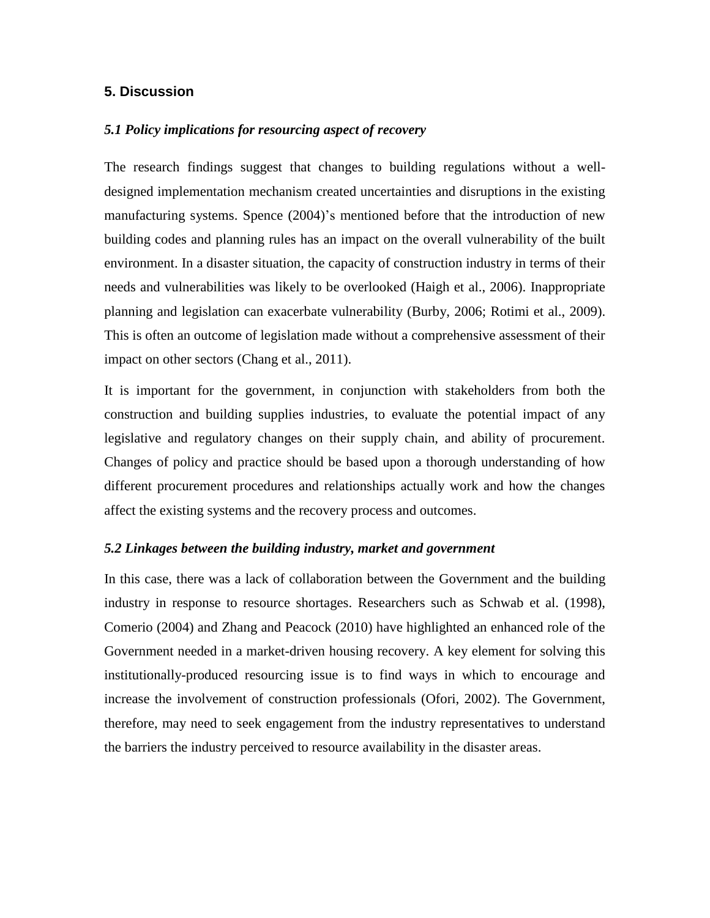## 5. Discussion

### *5.1 Policy implications for resourcing aspect of recovery*

The research findings suggest that changes to building regulations without a well-designed implementation mechanism created uncertainties and disruptions in the existing manufacturing systems. Spence (2004)'s mentioned before that the introduction of new building codes and planning rules has an impact on the overall vulnerability of the built environment. In a disaster situation, the capacity of construction industry in terms of their needs and vulnerabilities was likely to be overlooked (Haigh et al., 2006). Inappropriate planning and legislation can exacerbate vulnerability (Burby, 2006; Rotimi et al., 2009). This is often an outcome of legislation made without a comprehensive assessment of their impact on other sectors (Chang et al., 2011).

It is important for the government, in conjunction with stakeholders from both the construction and building supplies industries, to evaluate the potential impact of any legislative and regulatory changes on their supply chain, and ability of procurement. Changes of policy and practice should be based upon a thorough understanding of how different procurement procedures and relationships actually work and how the changes affect the existing systems and the recovery process and outcomes.

### *5.2 Linkages between the building industry, market and government*

In this case, there was a lack of collaboration between the Government and the building industry in response to resource shortages. Researchers such as Schwab et al. (1998), Comerio (2004) and Zhang and Peacock (2010) have highlighted an enhanced role of the Government needed in a market-driven housing recovery. A key element for solving this institutionally-produced resourcing issue is to find ways in which to encourage and increase the involvement of construction professionals (Ofori, 2002). The Government, therefore, may need to seek engagement from the industry representatives to understand the barriers the industry perceived to resource availability in the disaster areas.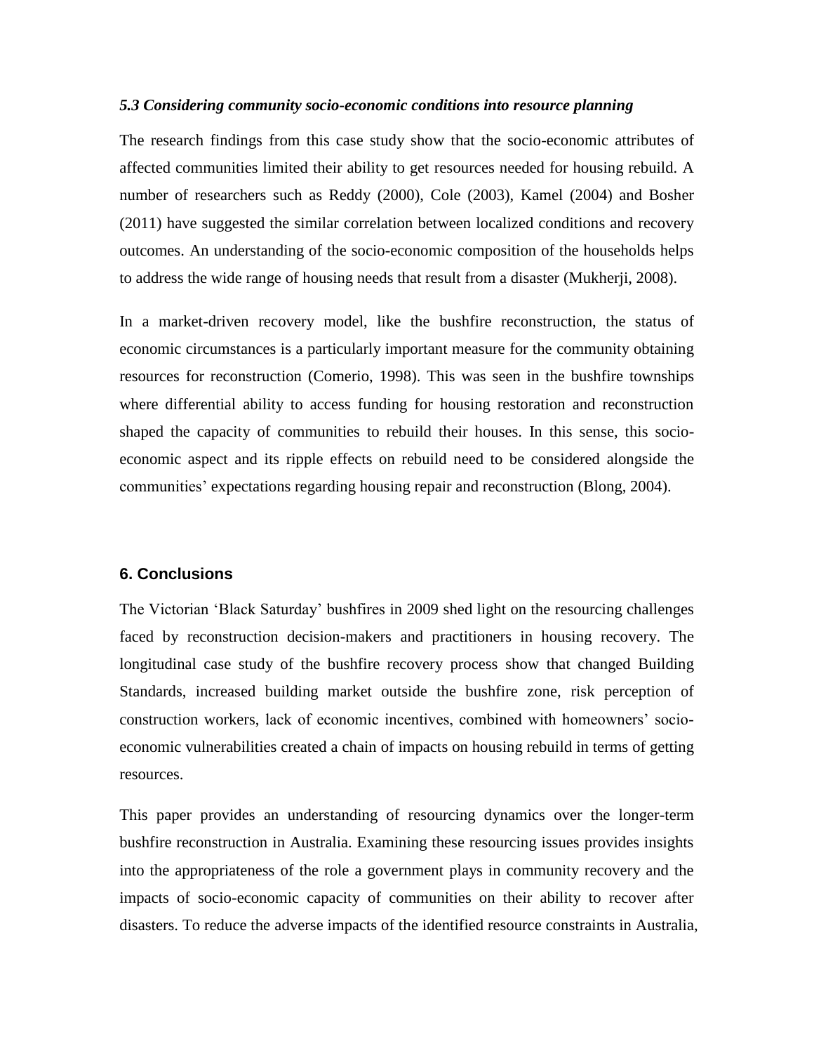### *5.3 Considering community socio-economic conditions into resource planning*

The research findings from this case study show that the socio-economic attributes of affected communities limited their ability to get resources needed for housing rebuild. A number of researchers such as Reddy (2000), Cole (2003), Kamel (2004) and Bosher (2011) have suggested the similar correlation between localized conditions and recovery outcomes. An understanding of the socio-economic composition of the households helps to address the wide range of housing needs that result from a disaster (Mukherji, 2008).

In a market-driven recovery model, like the bushfire reconstruction, the status of economic circumstances is a particularly important measure for the community obtaining resources for reconstruction (Comerio, 1998). This was seen in the bushfire townships where differential ability to access funding for housing restoration and reconstruction shaped the capacity of communities to rebuild their houses. In this sense, this socio-economic aspect and its ripple effects on rebuild need to be considered alongside the communities' expectations regarding housing repair and reconstruction (Blong, 2004).

## 6. Conclusions

The Victorian 'Black Saturday' bushfires in 2009 shed light on the resourcing challenges faced by reconstruction decision-makers and practitioners in housing recovery. The longitudinal case study of the bushfire recovery process show that changed Building Standards, increased building market outside the bushfire zone, risk perception of construction workers, lack of economic incentives, combined with homeowners' socio-economic vulnerabilities created a chain of impacts on housing rebuild in terms of getting resources.

This paper provides an understanding of resourcing dynamics over the longer-term bushfire reconstruction in Australia. Examining these resourcing issues provides insights into the appropriateness of the role a government plays in community recovery and the impacts of socio-economic capacity of communities on their ability to recover after disasters. To reduce the adverse impacts of the identified resource constraints in Australia,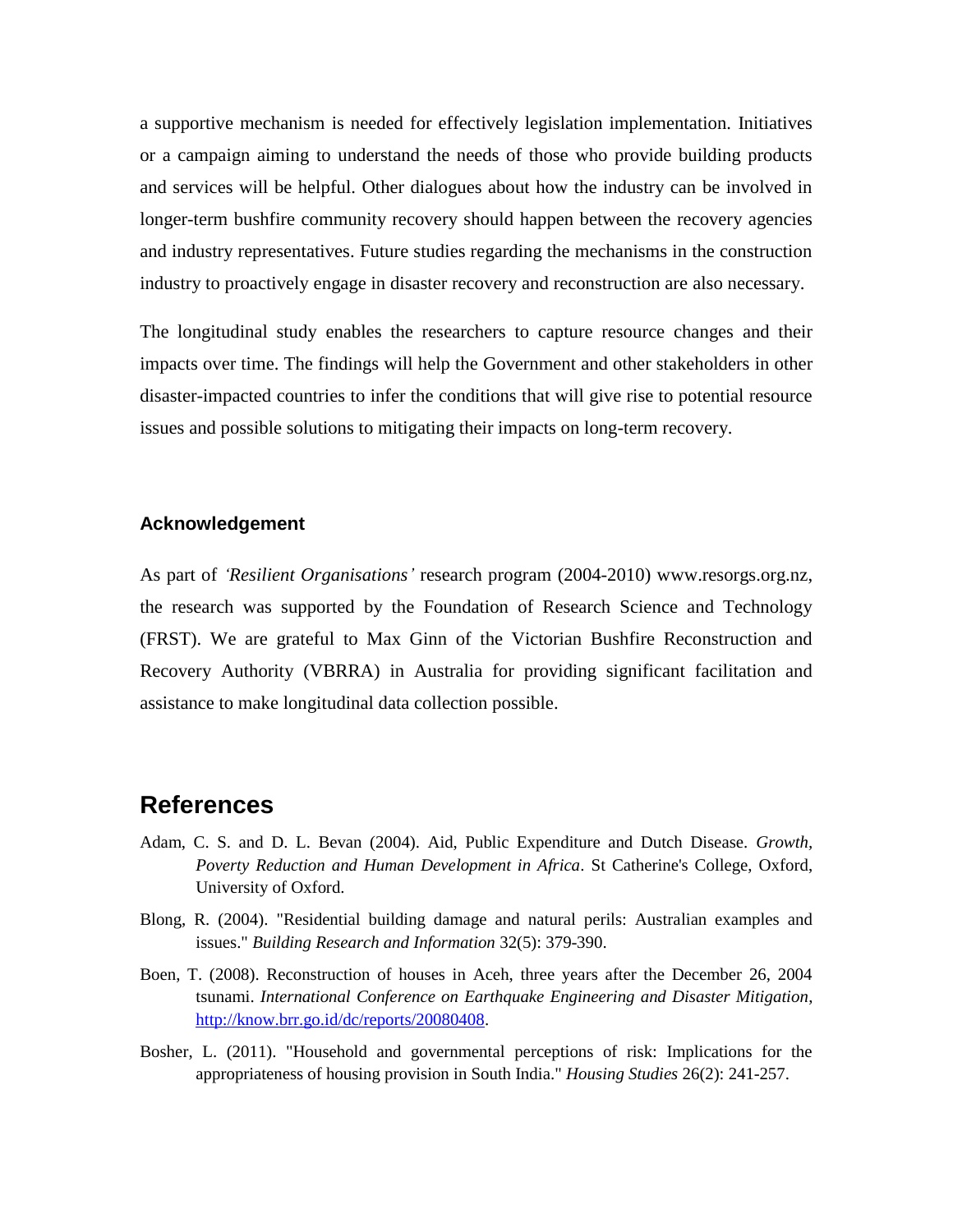a supportive mechanism is needed for effectively legislation implementation. Initiatives or a campaign aiming to understand the needs of those who provide building products and services will be helpful. Other dialogues about how the industry can be involved in longer-term bushfire community recovery should happen between the recovery agencies and industry representatives. Future studies regarding the mechanisms in the construction industry to proactively engage in disaster recovery and reconstruction are also necessary.

The longitudinal study enables the researchers to capture resource changes and their impacts over time. The findings will help the Government and other stakeholders in other disaster-impacted countries to infer the conditions that will give rise to potential resource issues and possible solutions to mitigating their impacts on long-term recovery.

### Acknowledgement

As part of *'Resilient Organisations'* research program (2004-2010) www.resorgs.org.nz, the research was supported by the Foundation of Research Science and Technology (FRST). We are grateful to Max Ginn of the Victorian Bushfire Reconstruction and Recovery Authority (VBRRA) in Australia for providing significant facilitation and assistance to make longitudinal data collection possible.

## References

Adam, C. S. and D. L. Bevan (2004). Aid, Public Expenditure and Dutch Disease. *Growth, Poverty Reduction and Human Development in Africa*. St Catherine's College, Oxford, University of Oxford.

Blong, R. (2004). "Residential building damage and natural perils: Australian examples and issues." *Building Research and Information* 32(5): 379-390.

Boen, T. (2008). Reconstruction of houses in Aceh, three years after the December 26, 2004 tsunami. *International Conference on Earthquake Engineering and Disaster Mitigation*, http://know.brr.go.id/dc/reports/20080408.

Bosher, L. (2011). "Household and governmental perceptions of risk: Implications for the appropriateness of housing provision in South India." *Housing Studies* 26(2): 241-257.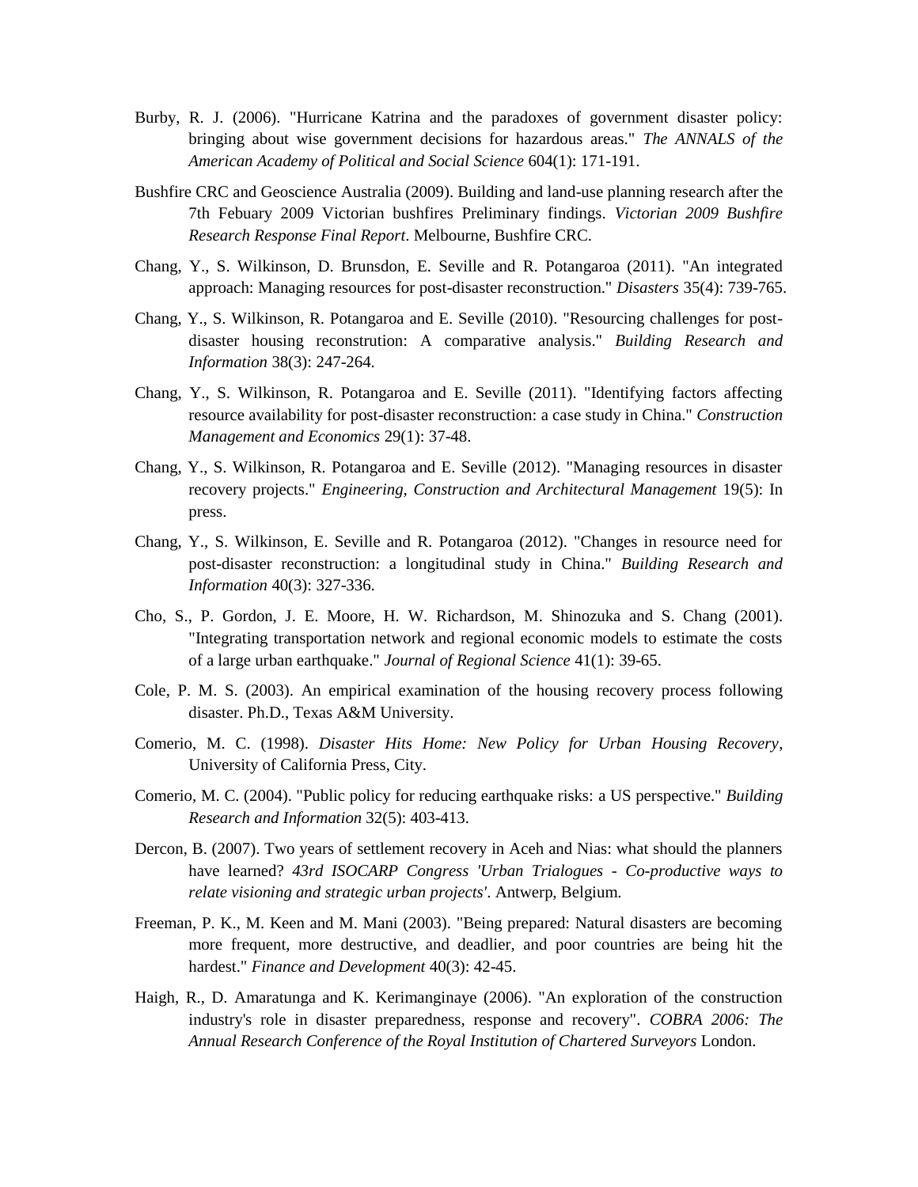Burby, R. J. (2006). "Hurricane Katrina and the paradoxes of government disaster policy: bringing about wise government decisions for hazardous areas." *The ANNALS of the American Academy of Political and Social Science* 604(1): 171-191.

Bushfire CRC and Geoscience Australia (2009). Building and land-use planning research after the 7th Febuary 2009 Victorian bushfires Preliminary findings. *Victorian 2009 Bushfire Research Response Final Report*. Melbourne, Bushfire CRC.

Chang, Y., S. Wilkinson, D. Brunsdon, E. Seville and R. Potangaroa (2011). "An integrated approach: Managing resources for post-disaster reconstruction." *Disasters* 35(4): 739-765.

Chang, Y., S. Wilkinson, R. Potangaroa and E. Seville (2010). "Resourcing challenges for post-disaster housing reconstrution: A comparative analysis." *Building Research and Information* 38(3): 247-264.

Chang, Y., S. Wilkinson, R. Potangaroa and E. Seville (2011). "Identifying factors affecting resource availability for post-disaster reconstruction: a case study in China." *Construction Management and Economics* 29(1): 37-48.

Chang, Y., S. Wilkinson, R. Potangaroa and E. Seville (2012). "Managing resources in disaster recovery projects." *Engineering, Construction and Architectural Management* 19(5): In press.

Chang, Y., S. Wilkinson, E. Seville and R. Potangaroa (2012). "Changes in resource need for post-disaster reconstruction: a longitudinal study in China." *Building Research and Information* 40(3): 327-336.

Cho, S., P. Gordon, J. E. Moore, H. W. Richardson, M. Shinozuka and S. Chang (2001). "Integrating transportation network and regional economic models to estimate the costs of a large urban earthquake." *Journal of Regional Science* 41(1): 39-65.

Cole, P. M. S. (2003). An empirical examination of the housing recovery process following disaster. Ph.D., Texas A&M University.

Comerio, M. C. (1998). *Disaster Hits Home: New Policy for Urban Housing Recovery*, University of California Press, City.

Comerio, M. C. (2004). "Public policy for reducing earthquake risks: a US perspective." *Building Research and Information* 32(5): 403-413.

Dercon, B. (2007). Two years of settlement recovery in Aceh and Nias: what should the planners have learned? *43rd ISOCARP Congress 'Urban Trialogues - Co-productive ways to relate visioning and strategic urban projects'*. Antwerp, Belgium.

Freeman, P. K., M. Keen and M. Mani (2003). "Being prepared: Natural disasters are becoming more frequent, more destructive, and deadlier, and poor countries are being hit the hardest." *Finance and Development* 40(3): 42-45.

Haigh, R., D. Amaratunga and K. Kerimanginaye (2006). "An exploration of the construction industry's role in disaster preparedness, response and recovery". *COBRA 2006: The Annual Research Conference of the Royal Institution of Chartered Surveyors* London.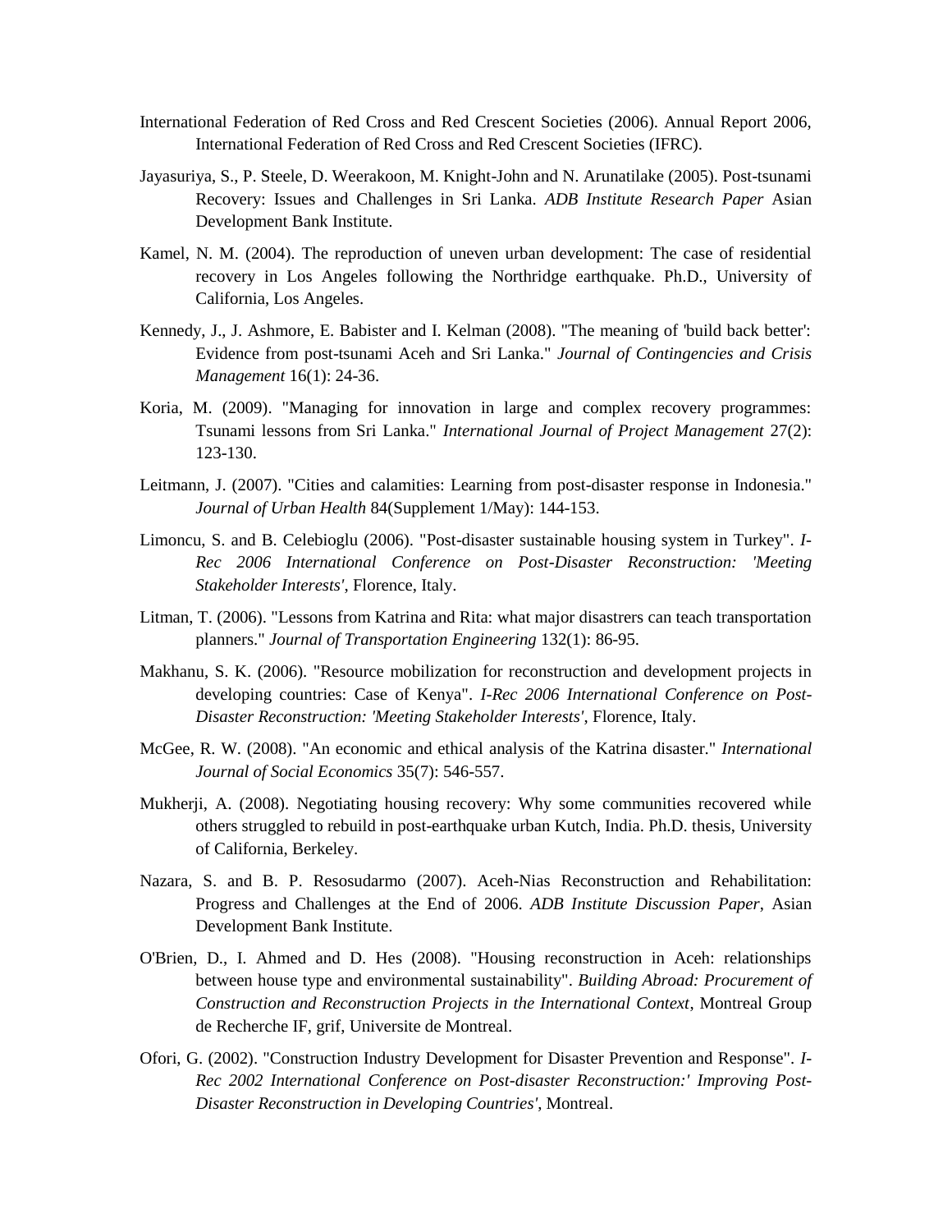International Federation of Red Cross and Red Crescent Societies (2006). Annual Report 2006, International Federation of Red Cross and Red Crescent Societies (IFRC).

Jayasuriya, S., P. Steele, D. Weerakoon, M. Knight-John and N. Arunatilake (2005). Post-tsunami Recovery: Issues and Challenges in Sri Lanka. *ADB Institute Research Paper* Asian Development Bank Institute.

Kamel, N. M. (2004). The reproduction of uneven urban development: The case of residential recovery in Los Angeles following the Northridge earthquake. Ph.D., University of California, Los Angeles.

Kennedy, J., J. Ashmore, E. Babister and I. Kelman (2008). "The meaning of 'build back better': Evidence from post-tsunami Aceh and Sri Lanka." *Journal of Contingencies and Crisis Management* 16(1): 24-36.

Koria, M. (2009). "Managing for innovation in large and complex recovery programmes: Tsunami lessons from Sri Lanka." *International Journal of Project Management* 27(2): 123-130.

Leitmann, J. (2007). "Cities and calamities: Learning from post-disaster response in Indonesia." *Journal of Urban Health* 84(Supplement 1/May): 144-153.

Limoncu, S. and B. Celebioglu (2006). "Post-disaster sustainable housing system in Turkey". *I-Rec 2006 International Conference on Post-Disaster Reconstruction: 'Meeting Stakeholder Interests'*, Florence, Italy.

Litman, T. (2006). "Lessons from Katrina and Rita: what major disastrers can teach transportation planners." *Journal of Transportation Engineering* 132(1): 86-95.

Makhanu, S. K. (2006). "Resource mobilization for reconstruction and development projects in developing countries: Case of Kenya". *I-Rec 2006 International Conference on Post-Disaster Reconstruction: 'Meeting Stakeholder Interests'*, Florence, Italy.

McGee, R. W. (2008). "An economic and ethical analysis of the Katrina disaster." *International Journal of Social Economics* 35(7): 546-557.

Mukherji, A. (2008). Negotiating housing recovery: Why some communities recovered while others struggled to rebuild in post-earthquake urban Kutch, India. Ph.D. thesis, University of California, Berkeley.

Nazara, S. and B. P. Resosudarmo (2007). Aceh-Nias Reconstruction and Rehabilitation: Progress and Challenges at the End of 2006. *ADB Institute Discussion Paper*, Asian Development Bank Institute.

O'Brien, D., I. Ahmed and D. Hes (2008). "Housing reconstruction in Aceh: relationships between house type and environmental sustainability". *Building Abroad: Procurement of Construction and Reconstruction Projects in the International Context*, Montreal Group de Recherche IF, grif, Universite de Montreal.

Ofori, G. (2002). "Construction Industry Development for Disaster Prevention and Response". *I-Rec 2002 International Conference on Post-disaster Reconstruction:' Improving Post-Disaster Reconstruction in Developing Countries'*, Montreal.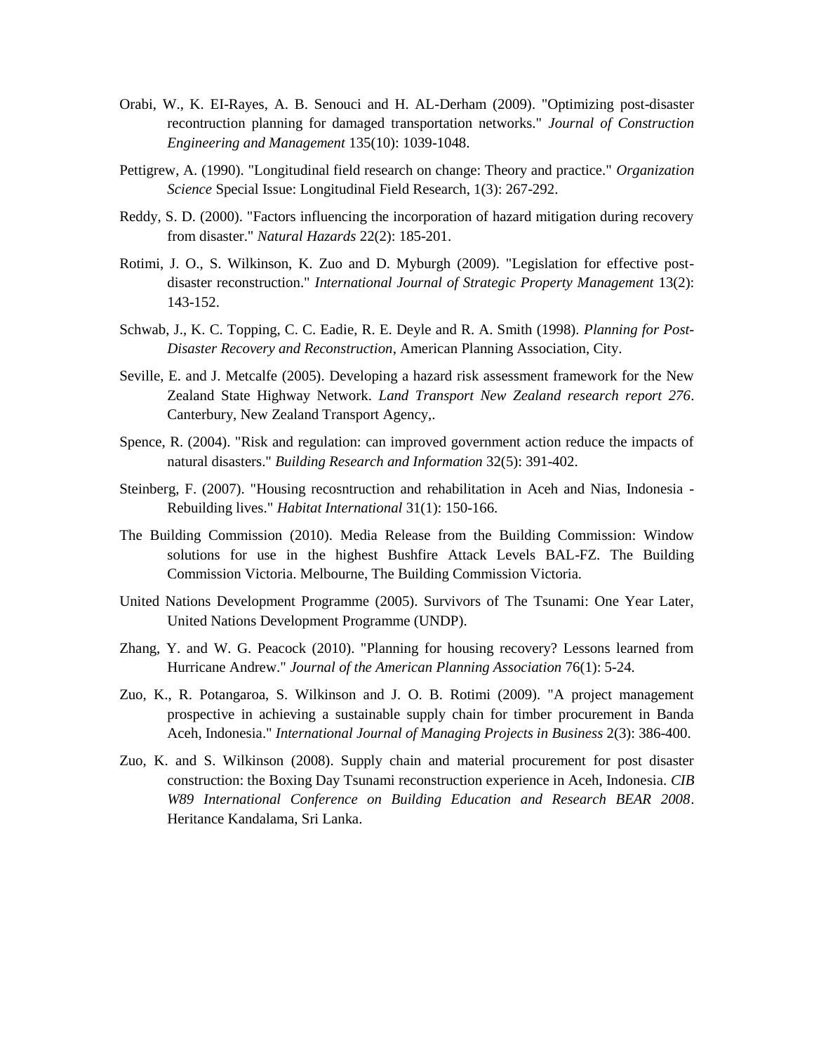Orabi, W., K. EI-Rayes, A. B. Senouci and H. AL-Derham (2009). "Optimizing post-disaster recontruction planning for damaged transportation networks." *Journal of Construction Engineering and Management* 135(10): 1039-1048.

Pettigrew, A. (1990). "Longitudinal field research on change: Theory and practice." *Organization Science* Special Issue: Longitudinal Field Research, 1(3): 267-292.

Reddy, S. D. (2000). "Factors influencing the incorporation of hazard mitigation during recovery from disaster." *Natural Hazards* 22(2): 185-201.

Rotimi, J. O., S. Wilkinson, K. Zuo and D. Myburgh (2009). "Legislation for effective post-disaster reconstruction." *International Journal of Strategic Property Management* 13(2): 143-152.

Schwab, J., K. C. Topping, C. C. Eadie, R. E. Deyle and R. A. Smith (1998). *Planning for Post-Disaster Recovery and Reconstruction*, American Planning Association, City.

Seville, E. and J. Metcalfe (2005). Developing a hazard risk assessment framework for the New Zealand State Highway Network. *Land Transport New Zealand research report 276*. Canterbury, New Zealand Transport Agency,.

Spence, R. (2004). "Risk and regulation: can improved government action reduce the impacts of natural disasters." *Building Research and Information* 32(5): 391-402.

Steinberg, F. (2007). "Housing recosntruction and rehabilitation in Aceh and Nias, Indonesia - Rebuilding lives." *Habitat International* 31(1): 150-166.

The Building Commission (2010). Media Release from the Building Commission: Window solutions for use in the highest Bushfire Attack Levels BAL-FZ. The Building Commission Victoria. Melbourne, The Building Commission Victoria.

United Nations Development Programme (2005). Survivors of The Tsunami: One Year Later, United Nations Development Programme (UNDP).

Zhang, Y. and W. G. Peacock (2010). "Planning for housing recovery? Lessons learned from Hurricane Andrew." *Journal of the American Planning Association* 76(1): 5-24.

Zuo, K., R. Potangaroa, S. Wilkinson and J. O. B. Rotimi (2009). "A project management prospective in achieving a sustainable supply chain for timber procurement in Banda Aceh, Indonesia." *International Journal of Managing Projects in Business* 2(3): 386-400.

Zuo, K. and S. Wilkinson (2008). Supply chain and material procurement for post disaster construction: the Boxing Day Tsunami reconstruction experience in Aceh, Indonesia. *CIB W89 International Conference on Building Education and Research BEAR 2008*. Heritance Kandalama, Sri Lanka.